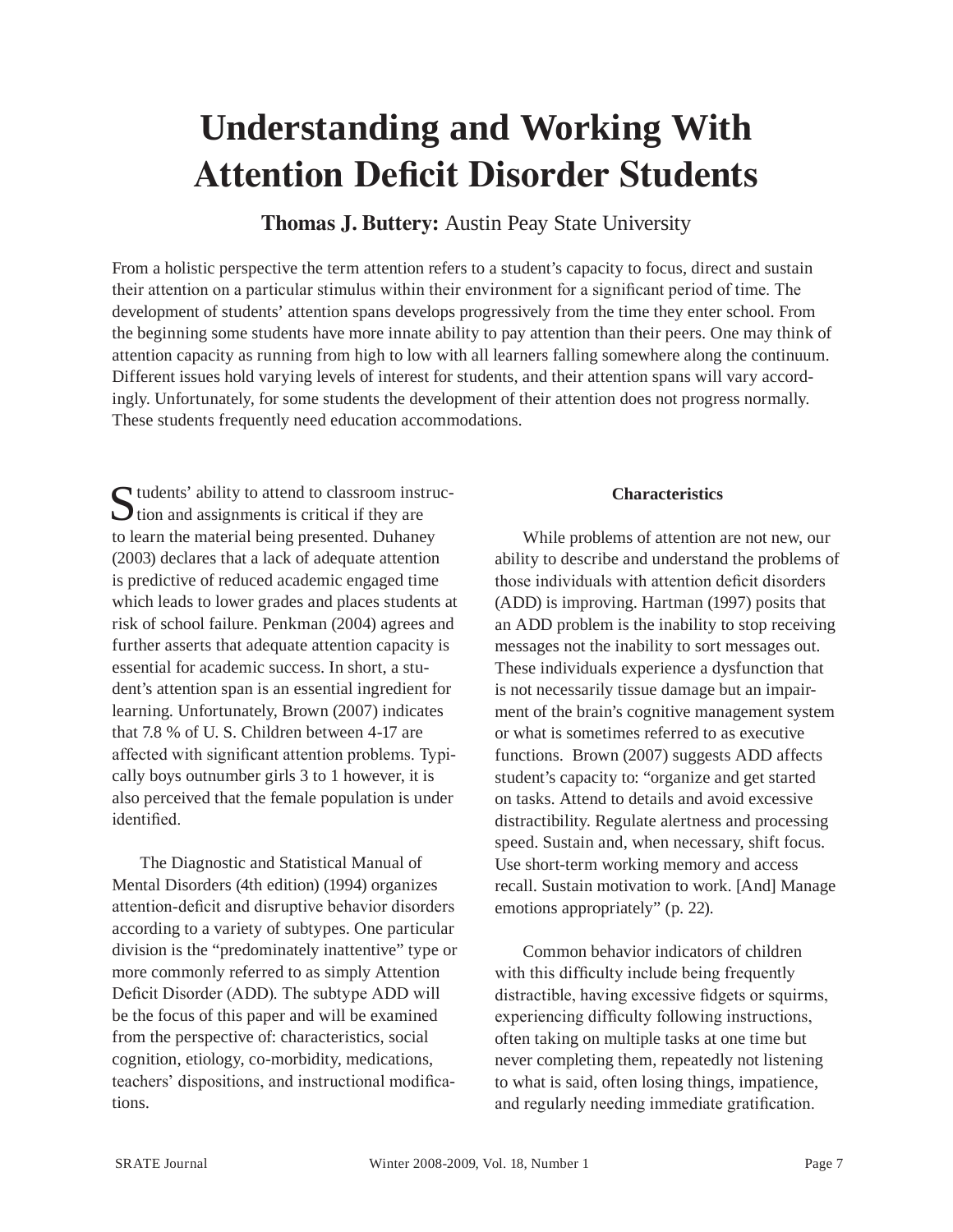# Understanding and Working With Attention Deficit Disorder Students

**Thomas J. Buttery:** Austin Peay State University

From a holistic perspective the term attention refers to a student's capacity to focus, direct and sustain their attention on a particular stimulus within their environment for a significant period of time. The development of students' attention spans develops progressively from the time they enter school. From the beginning some students have more innate ability to pay attention than their peers. One may think of attention capacity as running from high to low with all learners falling somewhere along the continuum. Different issues hold varying levels of interest for students, and their attention spans will vary accordingly. Unfortunately, for some students the development of their attention does not progress normally. These students frequently need education accommodations.

Students' ability to attend to classroom instruction and assignments is critical if they are to learn the material being presented. Duhaney (2003) declares that a lack of adequate attention is predictive of reduced academic engaged time which leads to lower grades and places students at risk of school failure. Penkman (2004) agrees and further asserts that adequate attention capacity is essential for academic success. In short, a student's attention span is an essential ingredient for learning. Unfortunately, Brown (2007) indicates that 7.8 % of U. S. Children between 4-17 are affected with significant attention problems. Typically boys outnumber girls 3 to 1 however, it is also perceived that the female population is under identified.

The Diagnostic and Statistical Manual of Mental Disorders (4th edition) (1994) organizes attention-deficit and disruptive behavior disorders according to a variety of subtypes. One particular division is the "predominately inattentive" type or more commonly referred to as simply Attention Deficit Disorder (ADD). The subtype ADD will be the focus of this paper and will be examined from the perspective of: characteristics, social cognition, etiology, co-morbidity, medications, teachers' dispositions, and instructional modifications.

### Characteristics

While problems of attention are not new, our ability to describe and understand the problems of those individuals with attention deficit disorders (ADD) is improving. Hartman (1997) posits that an ADD problem is the inability to stop receiving messages not the inability to sort messages out. These individuals experience a dysfunction that is not necessarily tissue damage but an impairment of the brain's cognitive management system or what is sometimes referred to as executive functions. Brown (2007) suggests ADD affects student's capacity to: "organize and get started on tasks. Attend to details and avoid excessive distractibility. Regulate alertness and processing speed. Sustain and, when necessary, shift focus. Use short-term working memory and access recall. Sustain motivation to work. [And] Manage emotions appropriately" (p. 22).

Common behavior indicators of children with this difficulty include being frequently distractible, having excessive fidgets or squirms, experiencing difficulty following instructions, often taking on multiple tasks at one time but never completing them, repeatedly not listening to what is said, often losing things, impatience, and regularly needing immediate gratification.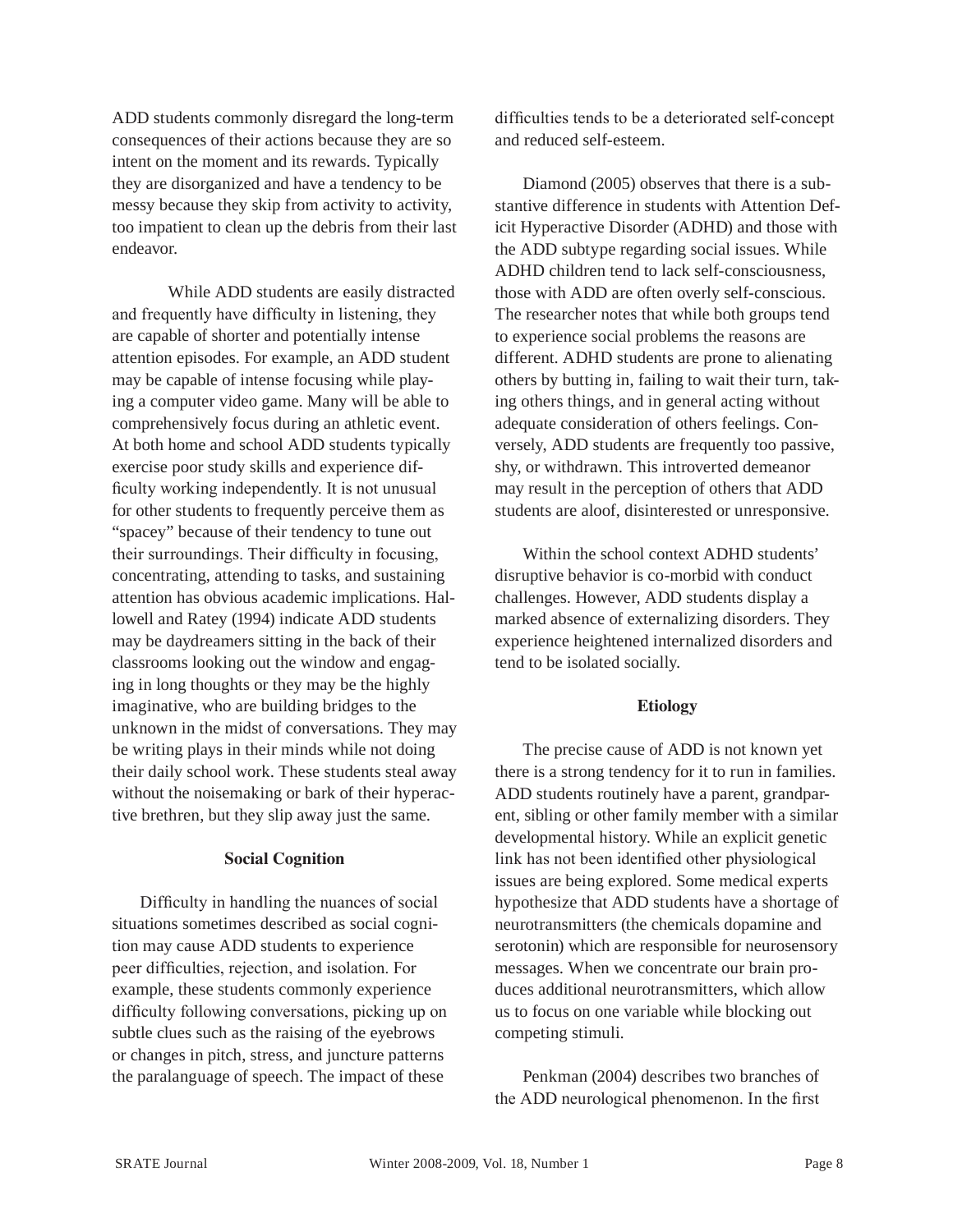ADD students commonly disregard the long-term consequences of their actions because they are so intent on the moment and its rewards. Typically they are disorganized and have a tendency to be messy because they skip from activity to activity, too impatient to clean up the debris from their last endeavor.

While ADD students are easily distracted and frequently have difficulty in listening, they are capable of shorter and potentially intense attention episodes. For example, an ADD student may be capable of intense focusing while playing a computer video game. Many will be able to comprehensively focus during an athletic event. At both home and school ADD students typically exercise poor study skills and experience difficulty working independently. It is not unusual for other students to frequently perceive them as "spacey" because of their tendency to tune out their surroundings. Their difficulty in focusing, concentrating, attending to tasks, and sustaining attention has obvious academic implications. Hallowell and Ratey (1994) indicate ADD students may be daydreamers sitting in the back of their classrooms looking out the window and engaging in long thoughts or they may be the highly imaginative, who are building bridges to the unknown in the midst of conversations. They may be writing plays in their minds while not doing their daily school work. These students steal away without the noisemaking or bark of their hyperactive brethren, but they slip away just the same.

### Social Cognition

Difficulty in handling the nuances of social situations sometimes described as social cognition may cause ADD students to experience peer difficulties, rejection, and isolation. For example, these students commonly experience difficulty following conversations, picking up on subtle clues such as the raising of the eyebrows or changes in pitch, stress, and juncture patterns the paralanguage of speech. The impact of these difficulties tends to be a deteriorated self-concept and reduced self-esteem.

Diamond (2005) observes that there is a substantive difference in students with Attention Deficit Hyperactive Disorder (ADHD) and those with the ADD subtype regarding social issues. While ADHD children tend to lack self-consciousness, those with ADD are often overly self-conscious. The researcher notes that while both groups tend to experience social problems the reasons are different. ADHD students are prone to alienating others by butting in, failing to wait their turn, taking others things, and in general acting without adequate consideration of others feelings. Conversely, ADD students are frequently too passive, shy, or withdrawn. This introverted demeanor may result in the perception of others that ADD students are aloof, disinterested or unresponsive.

Within the school context ADHD students' disruptive behavior is co-morbid with conduct challenges. However, ADD students display a marked absence of externalizing disorders. They experience heightened internalized disorders and tend to be isolated socially.

### Etiology

The precise cause of ADD is not known yet there is a strong tendency for it to run in families. ADD students routinely have a parent, grandparent, sibling or other family member with a similar developmental history. While an explicit genetic link has not been identified other physiological issues are being explored. Some medical experts hypothesize that ADD students have a shortage of neurotransmitters (the chemicals dopamine and serotonin) which are responsible for neurosensory messages. When we concentrate our brain produces additional neurotransmitters, which allow us to focus on one variable while blocking out competing stimuli.

Penkman (2004) describes two branches of the ADD neurological phenomenon. In the first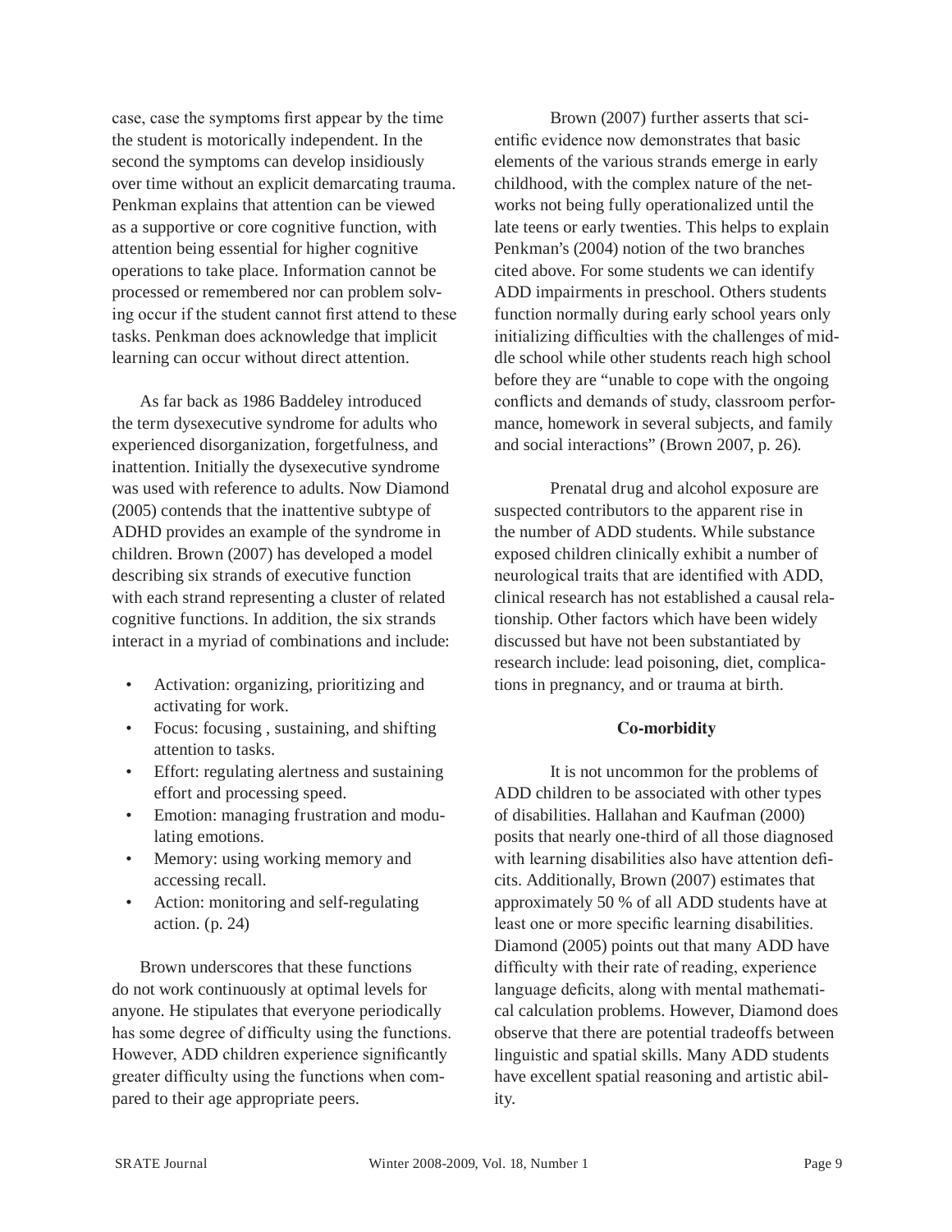case, case the symptoms first appear by the time the student is motorically independent. In the second the symptoms can develop insidiously over time without an explicit demarcating trauma. Penkman explains that attention can be viewed as a supportive or core cognitive function, with attention being essential for higher cognitive operations to take place. Information cannot be processed or remembered nor can problem solving occur if the student cannot first attend to these tasks. Penkman does acknowledge that implicit learning can occur without direct attention.

As far back as 1986 Baddeley introduced the term dysexecutive syndrome for adults who experienced disorganization, forgetfulness, and inattention. Initially the dysexecutive syndrome was used with reference to adults. Now Diamond (2005) contends that the inattentive subtype of ADHD provides an example of the syndrome in children. Brown (2007) has developed a model describing six strands of executive function with each strand representing a cluster of related cognitive functions. In addition, the six strands interact in a myriad of combinations and include:

- Activation: organizing, prioritizing and activating for work.
- Focus: focusing , sustaining, and shifting attention to tasks.
- Effort: regulating alertness and sustaining effort and processing speed.
- Emotion: managing frustration and modulating emotions.
- Memory: using working memory and accessing recall.
- Action: monitoring and self-regulating action. (p. 24)

Brown underscores that these functions do not work continuously at optimal levels for anyone. He stipulates that everyone periodically has some degree of difficulty using the functions. However, ADD children experience significantly greater difficulty using the functions when compared to their age appropriate peers.

Brown (2007) further asserts that scientific evidence now demonstrates that basic elements of the various strands emerge in early childhood, with the complex nature of the networks not being fully operationalized until the late teens or early twenties. This helps to explain Penkman's (2004) notion of the two branches cited above. For some students we can identify ADD impairments in preschool. Others students function normally during early school years only initializing difficulties with the challenges of middle school while other students reach high school before they are "unable to cope with the ongoing conflicts and demands of study, classroom performance, homework in several subjects, and family and social interactions" (Brown 2007, p. 26).

Prenatal drug and alcohol exposure are suspected contributors to the apparent rise in the number of ADD students. While substance exposed children clinically exhibit a number of neurological traits that are identified with ADD, clinical research has not established a causal relationship. Other factors which have been widely discussed but have not been substantiated by research include: lead poisoning, diet, complications in pregnancy, and or trauma at birth.

**Co-morbidity**

It is not uncommon for the problems of ADD children to be associated with other types of disabilities. Hallahan and Kaufman (2000) posits that nearly one-third of all those diagnosed with learning disabilities also have attention deficits. Additionally, Brown (2007) estimates that approximately 50 % of all ADD students have at least one or more specific learning disabilities. Diamond (2005) points out that many ADD have difficulty with their rate of reading, experience language deficits, along with mental mathematical calculation problems. However, Diamond does observe that there are potential tradeoffs between linguistic and spatial skills. Many ADD students have excellent spatial reasoning and artistic ability.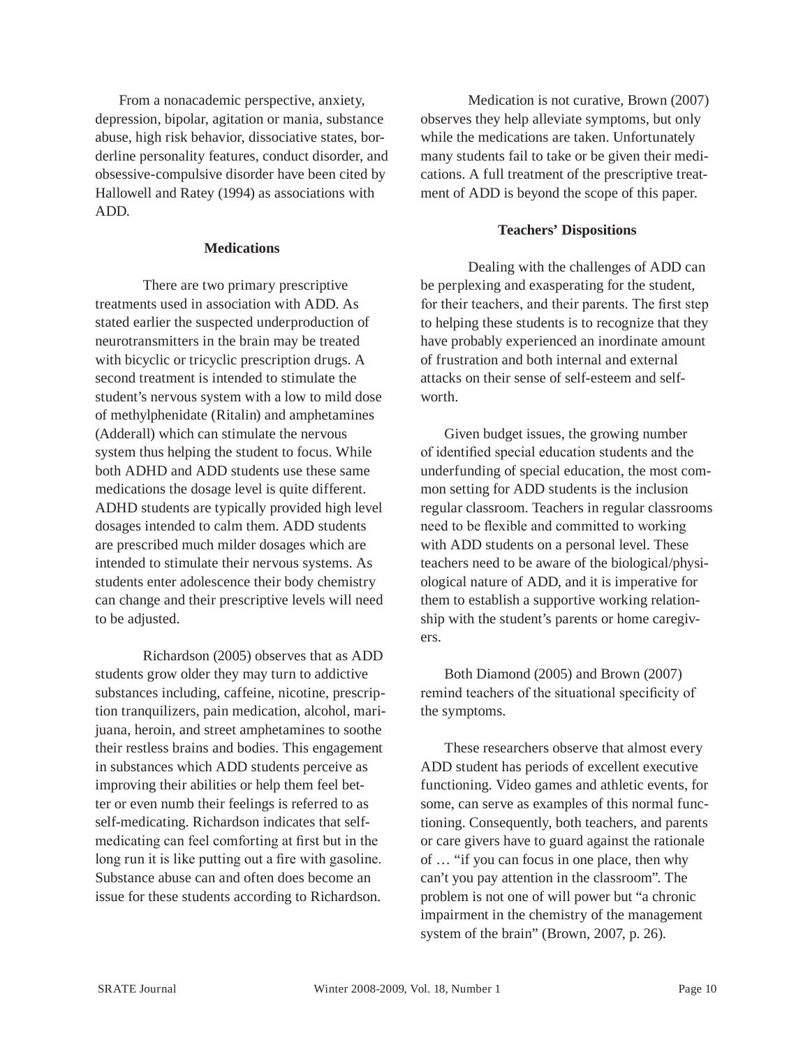From a nonacademic perspective, anxiety, depression, bipolar, agitation or mania, substance abuse, high risk behavior, dissociative states, borderline personality features, conduct disorder, and obsessive-compulsive disorder have been cited by Hallowell and Ratey (1994) as associations with ADD.

### Medications

There are two primary prescriptive treatments used in association with ADD. As stated earlier the suspected underproduction of neurotransmitters in the brain may be treated with bicyclic or tricyclic prescription drugs. A second treatment is intended to stimulate the student's nervous system with a low to mild dose of methylphenidate (Ritalin) and amphetamines (Adderall) which can stimulate the nervous system thus helping the student to focus. While both ADHD and ADD students use these same medications the dosage level is quite different. ADHD students are typically provided high level dosages intended to calm them. ADD students are prescribed much milder dosages which are intended to stimulate their nervous systems. As students enter adolescence their body chemistry can change and their prescriptive levels will need to be adjusted.

Richardson (2005) observes that as ADD students grow older they may turn to addictive substances including, caffeine, nicotine, prescription tranquilizers, pain medication, alcohol, marijuana, heroin, and street amphetamines to soothe their restless brains and bodies. This engagement in substances which ADD students perceive as improving their abilities or help them feel better or even numb their feelings is referred to as self-medicating. Richardson indicates that self-medicating can feel comforting at first but in the long run it is like putting out a fire with gasoline. Substance abuse can and often does become an issue for these students according to Richardson.

Medication is not curative, Brown (2007) observes they help alleviate symptoms, but only while the medications are taken. Unfortunately many students fail to take or be given their medications. A full treatment of the prescriptive treatment of ADD is beyond the scope of this paper.

### Teachers' Dispositions

Dealing with the challenges of ADD can be perplexing and exasperating for the student, for their teachers, and their parents. The first step to helping these students is to recognize that they have probably experienced an inordinate amount of frustration and both internal and external attacks on their sense of self-esteem and self-worth.

Given budget issues, the growing number of identified special education students and the underfunding of special education, the most common setting for ADD students is the inclusion regular classroom. Teachers in regular classrooms need to be flexible and committed to working with ADD students on a personal level. These teachers need to be aware of the biological/physiological nature of ADD, and it is imperative for them to establish a supportive working relationship with the student's parents or home caregivers.

Both Diamond (2005) and Brown (2007) remind teachers of the situational specificity of the symptoms.

These researchers observe that almost every ADD student has periods of excellent executive functioning. Video games and athletic events, for some, can serve as examples of this normal functioning. Consequently, both teachers, and parents or care givers have to guard against the rationale of … "if you can focus in one place, then why can't you pay attention in the classroom". The problem is not one of will power but "a chronic impairment in the chemistry of the management system of the brain" (Brown, 2007, p. 26).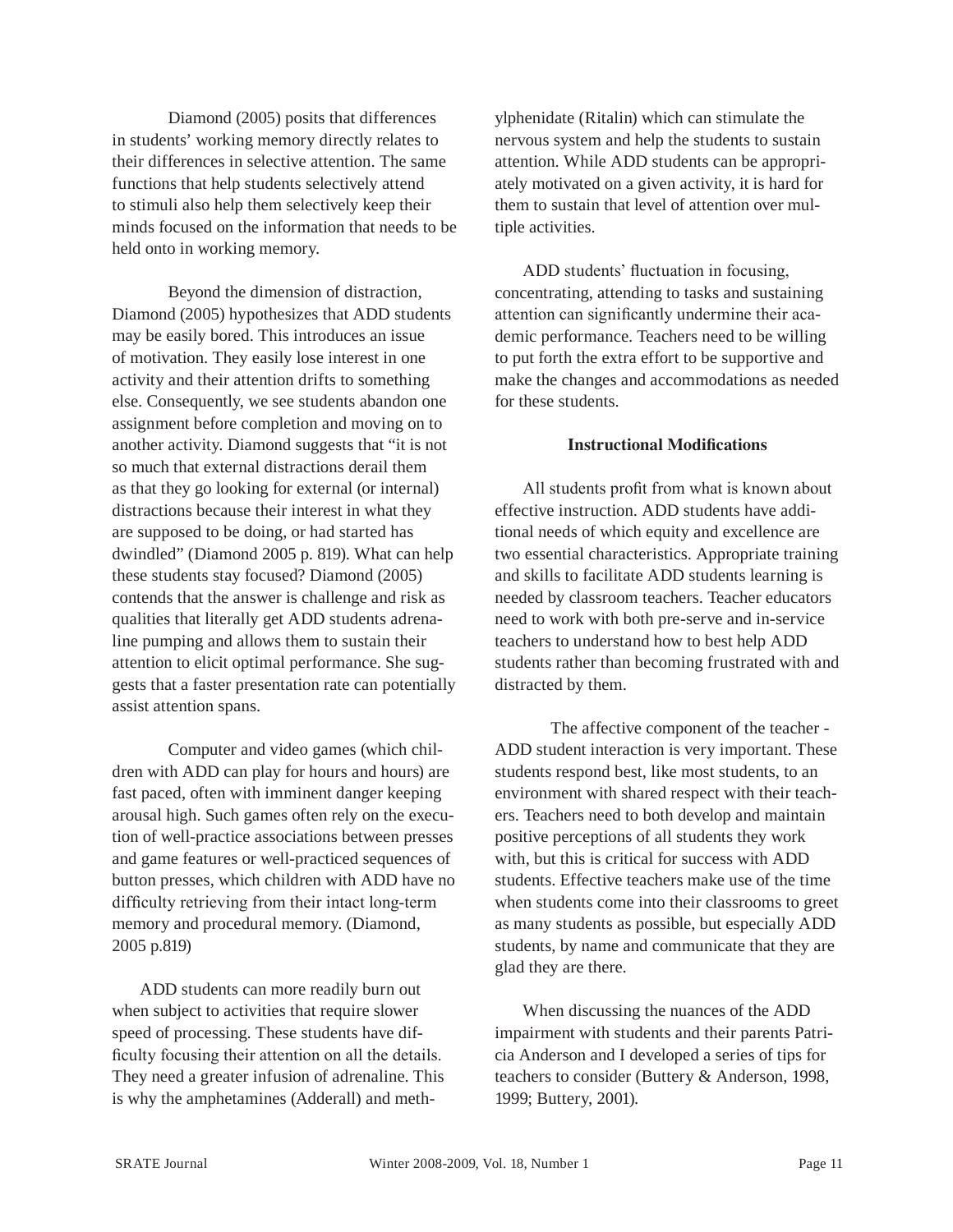Diamond (2005) posits that differences in students' working memory directly relates to their differences in selective attention. The same functions that help students selectively attend to stimuli also help them selectively keep their minds focused on the information that needs to be held onto in working memory.

Beyond the dimension of distraction, Diamond (2005) hypothesizes that ADD students may be easily bored. This introduces an issue of motivation. They easily lose interest in one activity and their attention drifts to something else. Consequently, we see students abandon one assignment before completion and moving on to another activity. Diamond suggests that "it is not so much that external distractions derail them as that they go looking for external (or internal) distractions because their interest in what they are supposed to be doing, or had started has dwindled" (Diamond 2005 p. 819). What can help these students stay focused? Diamond (2005) contends that the answer is challenge and risk as qualities that literally get ADD students adrenaline pumping and allows them to sustain their attention to elicit optimal performance. She suggests that a faster presentation rate can potentially assist attention spans.

> Computer and video games (which children with ADD can play for hours and hours) are fast paced, often with imminent danger keeping arousal high. Such games often rely on the execution of well-practice associations between presses and game features or well-practiced sequences of button presses, which children with ADD have no difficulty retrieving from their intact long-term memory and procedural memory. (Diamond, 2005 p.819)

ADD students can more readily burn out when subject to activities that require slower speed of processing. These students have difficulty focusing their attention on all the details. They need a greater infusion of adrenaline. This is why the amphetamines (Adderall) and methylphenidate (Ritalin) which can stimulate the nervous system and help the students to sustain attention. While ADD students can be appropriately motivated on a given activity, it is hard for them to sustain that level of attention over multiple activities.

ADD students' fluctuation in focusing, concentrating, attending to tasks and sustaining attention can significantly undermine their academic performance. Teachers need to be willing to put forth the extra effort to be supportive and make the changes and accommodations as needed for these students.

### Instructional Modifications

All students profit from what is known about effective instruction. ADD students have additional needs of which equity and excellence are two essential characteristics. Appropriate training and skills to facilitate ADD students learning is needed by classroom teachers. Teacher educators need to work with both pre-serve and in-service teachers to understand how to best help ADD students rather than becoming frustrated with and distracted by them.

The affective component of the teacher - ADD student interaction is very important. These students respond best, like most students, to an environment with shared respect with their teachers. Teachers need to both develop and maintain positive perceptions of all students they work with, but this is critical for success with ADD students. Effective teachers make use of the time when students come into their classrooms to greet as many students as possible, but especially ADD students, by name and communicate that they are glad they are there.

When discussing the nuances of the ADD impairment with students and their parents Patricia Anderson and I developed a series of tips for teachers to consider (Buttery & Anderson, 1998, 1999; Buttery, 2001).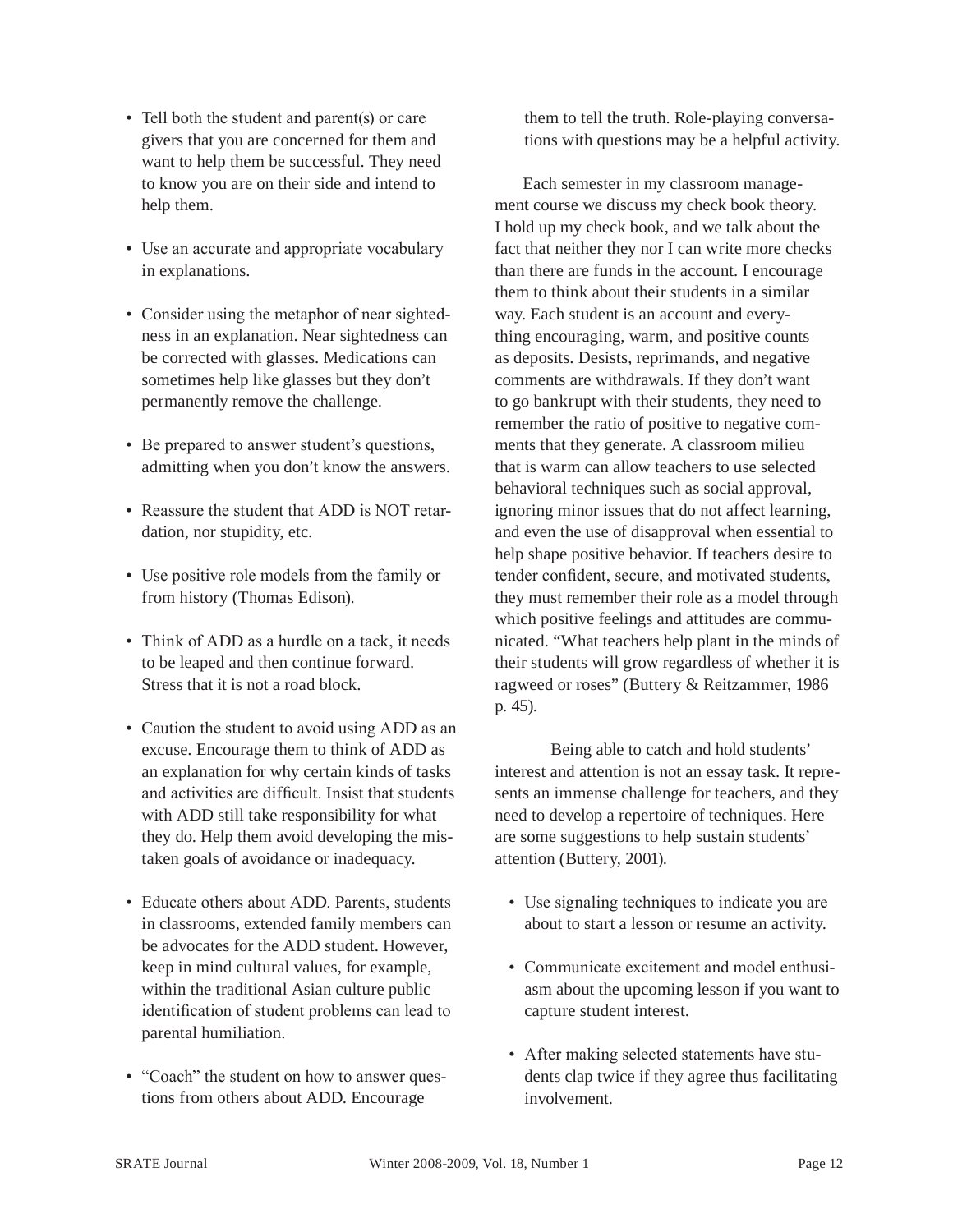- Tell both the student and parent(s) or care givers that you are concerned for them and want to help them be successful. They need to know you are on their side and intend to help them.

- Use an accurate and appropriate vocabulary in explanations.

- Consider using the metaphor of near sightedness in an explanation. Near sightedness can be corrected with glasses. Medications can sometimes help like glasses but they don't permanently remove the challenge.

- Be prepared to answer student's questions, admitting when you don't know the answers.

- Reassure the student that ADD is NOT retardation, nor stupidity, etc.

- Use positive role models from the family or from history (Thomas Edison).

- Think of ADD as a hurdle on a tack, it needs to be leaped and then continue forward. Stress that it is not a road block.

- Caution the student to avoid using ADD as an excuse. Encourage them to think of ADD as an explanation for why certain kinds of tasks and activities are difficult. Insist that students with ADD still take responsibility for what they do. Help them avoid developing the mistaken goals of avoidance or inadequacy.

- Educate others about ADD. Parents, students in classrooms, extended family members can be advocates for the ADD student. However, keep in mind cultural values, for example, within the traditional Asian culture public identification of student problems can lead to parental humiliation.

- "Coach" the student on how to answer questions from others about ADD. Encourage them to tell the truth. Role-playing conversations with questions may be a helpful activity.

Each semester in my classroom management course we discuss my check book theory. I hold up my check book, and we talk about the fact that neither they nor I can write more checks than there are funds in the account. I encourage them to think about their students in a similar way. Each student is an account and everything encouraging, warm, and positive counts as deposits. Desists, reprimands, and negative comments are withdrawals. If they don't want to go bankrupt with their students, they need to remember the ratio of positive to negative comments that they generate. A classroom milieu that is warm can allow teachers to use selected behavioral techniques such as social approval, ignoring minor issues that do not affect learning, and even the use of disapproval when essential to help shape positive behavior. If teachers desire to tender confident, secure, and motivated students, they must remember their role as a model through which positive feelings and attitudes are communicated. "What teachers help plant in the minds of their students will grow regardless of whether it is ragweed or roses" (Buttery & Reitzammer, 1986 p. 45).

Being able to catch and hold students' interest and attention is not an essay task. It represents an immense challenge for teachers, and they need to develop a repertoire of techniques. Here are some suggestions to help sustain students' attention (Buttery, 2001).

- Use signaling techniques to indicate you are about to start a lesson or resume an activity.

- Communicate excitement and model enthusiasm about the upcoming lesson if you want to capture student interest.

- After making selected statements have students clap twice if they agree thus facilitating involvement.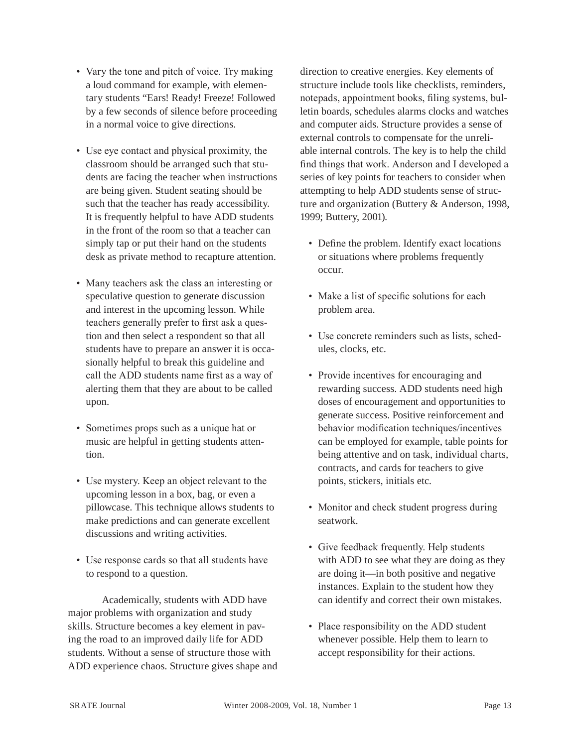- Vary the tone and pitch of voice. Try making a loud command for example, with elementary students "Ears! Ready! Freeze! Followed by a few seconds of silence before proceeding in a normal voice to give directions.

- Use eye contact and physical proximity, the classroom should be arranged such that students are facing the teacher when instructions are being given. Student seating should be such that the teacher has ready accessibility. It is frequently helpful to have ADD students in the front of the room so that a teacher can simply tap or put their hand on the students desk as private method to recapture attention.

- Many teachers ask the class an interesting or speculative question to generate discussion and interest in the upcoming lesson. While teachers generally prefer to first ask a question and then select a respondent so that all students have to prepare an answer it is occasionally helpful to break this guideline and call the ADD students name first as a way of alerting them that they are about to be called upon.

- Sometimes props such as a unique hat or music are helpful in getting students attention.

- Use mystery. Keep an object relevant to the upcoming lesson in a box, bag, or even a pillowcase. This technique allows students to make predictions and can generate excellent discussions and writing activities.

- Use response cards so that all students have to respond to a question.

Academically, students with ADD have major problems with organization and study skills. Structure becomes a key element in paving the road to an improved daily life for ADD students. Without a sense of structure those with ADD experience chaos. Structure gives shape and direction to creative energies. Key elements of structure include tools like checklists, reminders, notepads, appointment books, filing systems, bulletin boards, schedules alarms clocks and watches and computer aids. Structure provides a sense of external controls to compensate for the unreliable internal controls. The key is to help the child find things that work. Anderson and I developed a series of key points for teachers to consider when attempting to help ADD students sense of structure and organization (Buttery & Anderson, 1998, 1999; Buttery, 2001).

- Define the problem. Identify exact locations or situations where problems frequently occur.

- Make a list of specific solutions for each problem area.

- Use concrete reminders such as lists, schedules, clocks, etc.

- Provide incentives for encouraging and rewarding success. ADD students need high doses of encouragement and opportunities to generate success. Positive reinforcement and behavior modification techniques/incentives can be employed for example, table points for being attentive and on task, individual charts, contracts, and cards for teachers to give points, stickers, initials etc.

- Monitor and check student progress during seatwork.

- Give feedback frequently. Help students with ADD to see what they are doing as they are doing it—in both positive and negative instances. Explain to the student how they can identify and correct their own mistakes.

- Place responsibility on the ADD student whenever possible. Help them to learn to accept responsibility for their actions.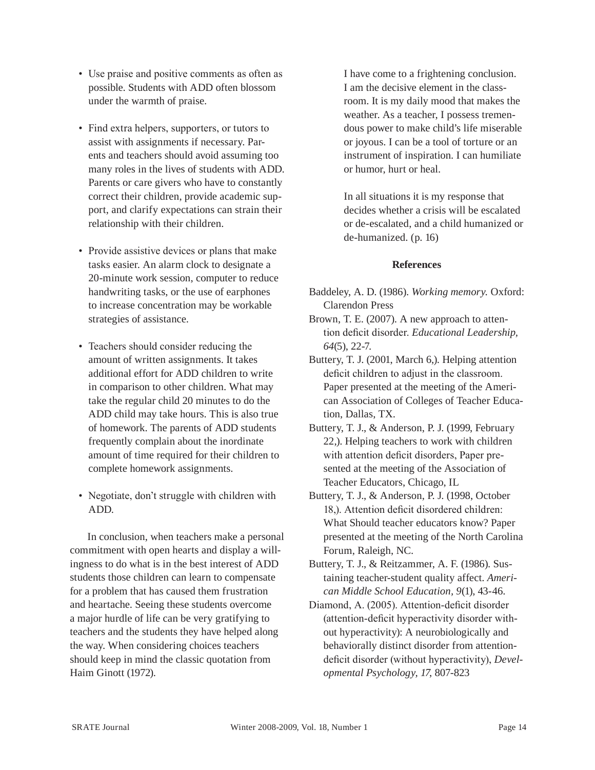- Use praise and positive comments as often as possible. Students with ADD often blossom under the warmth of praise.

- Find extra helpers, supporters, or tutors to assist with assignments if necessary. Parents and teachers should avoid assuming too many roles in the lives of students with ADD. Parents or care givers who have to constantly correct their children, provide academic support, and clarify expectations can strain their relationship with their children.

- Provide assistive devices or plans that make tasks easier. An alarm clock to designate a 20-minute work session, computer to reduce handwriting tasks, or the use of earphones to increase concentration may be workable strategies of assistance.

- Teachers should consider reducing the amount of written assignments. It takes additional effort for ADD children to write in comparison to other children. What may take the regular child 20 minutes to do the ADD child may take hours. This is also true of homework. The parents of ADD students frequently complain about the inordinate amount of time required for their children to complete homework assignments.

- Negotiate, don't struggle with children with ADD.

In conclusion, when teachers make a personal commitment with open hearts and display a willingness to do what is in the best interest of ADD students those children can learn to compensate for a problem that has caused them frustration and heartache. Seeing these students overcome a major hurdle of life can be very gratifying to teachers and the students they have helped along the way. When considering choices teachers should keep in mind the classic quotation from Haim Ginott (1972).

> I have come to a frightening conclusion. I am the decisive element in the classroom. It is my daily mood that makes the weather. As a teacher, I possess tremendous power to make child's life miserable or joyous. I can be a tool of torture or an instrument of inspiration. I can humiliate or humor, hurt or heal.
>
> In all situations it is my response that decides whether a crisis will be escalated or de-escalated, and a child humanized or de-humanized. (p. 16)

**References**

Baddeley, A. D. (1986). *Working memory.* Oxford: Clarendon Press

Brown, T. E. (2007). A new approach to attention deficit disorder. *Educational Leadership, 64*(5), 22-7.

Buttery, T. J. (2001, March 6,). Helping attention deficit children to adjust in the classroom. Paper presented at the meeting of the American Association of Colleges of Teacher Education, Dallas, TX.

Buttery, T. J., & Anderson, P. J. (1999, February 22,). Helping teachers to work with children with attention deficit disorders, Paper presented at the meeting of the Association of Teacher Educators, Chicago, IL

Buttery, T. J., & Anderson, P. J. (1998, October 18,). Attention deficit disordered children: What Should teacher educators know? Paper presented at the meeting of the North Carolina Forum, Raleigh, NC.

Buttery, T. J., & Reitzammer, A. F. (1986). Sustaining teacher-student quality affect. *American Middle School Education, 9*(1), 43-46.

Diamond, A. (2005). Attention-deficit disorder (attention-deficit hyperactivity disorder without hyperactivity): A neurobiologically and behaviorally distinct disorder from attention-deficit disorder (without hyperactivity), *Developmental Psychology, 17*, 807-823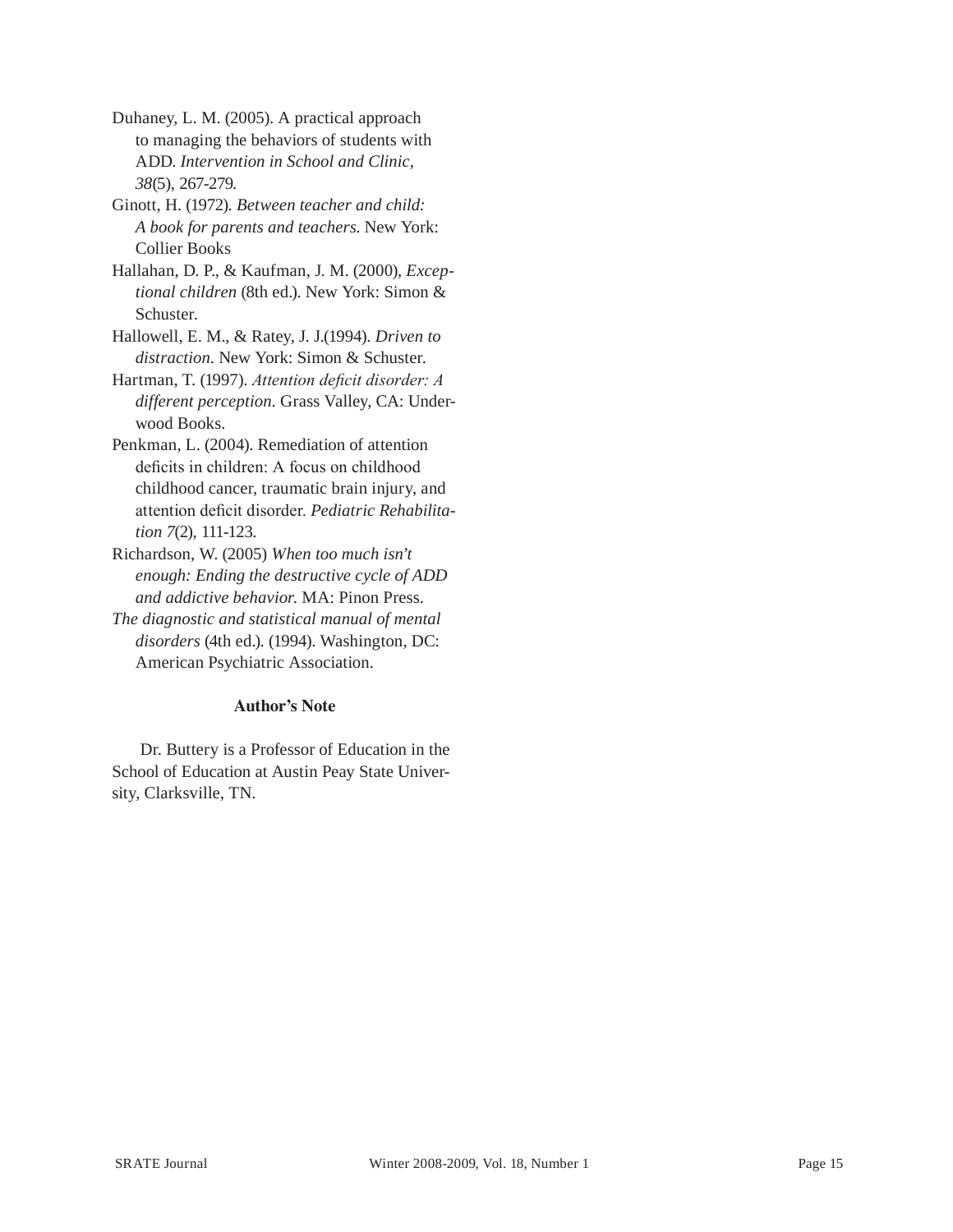Duhaney, L. M. (2005). A practical approach to managing the behaviors of students with ADD. *Intervention in School and Clinic, 38*(5), 267-279.

Ginott, H. (1972). *Between teacher and child: A book for parents and teachers.* New York: Collier Books

Hallahan, D. P., & Kaufman, J. M. (2000), *Exceptional children* (8th ed.). New York: Simon & Schuster.

Hallowell, E. M., & Ratey, J. J.(1994). *Driven to distraction.* New York: Simon & Schuster.

Hartman, T. (1997). *Attention deficit disorder: A different perception*. Grass Valley, CA: Underwood Books.

Penkman, L. (2004). Remediation of attention deficits in children: A focus on childhood childhood cancer, traumatic brain injury, and attention deficit disorder. *Pediatric Rehabilitation 7*(2), 111-123.

Richardson, W. (2005) *When too much isn't enough: Ending the destructive cycle of ADD and addictive behavior.* MA: Pinon Press.

*The diagnostic and statistical manual of mental disorders* (4th ed.). (1994). Washington, DC: American Psychiatric Association.

**Author's Note**

Dr. Buttery is a Professor of Education in the School of Education at Austin Peay State University, Clarksville, TN.